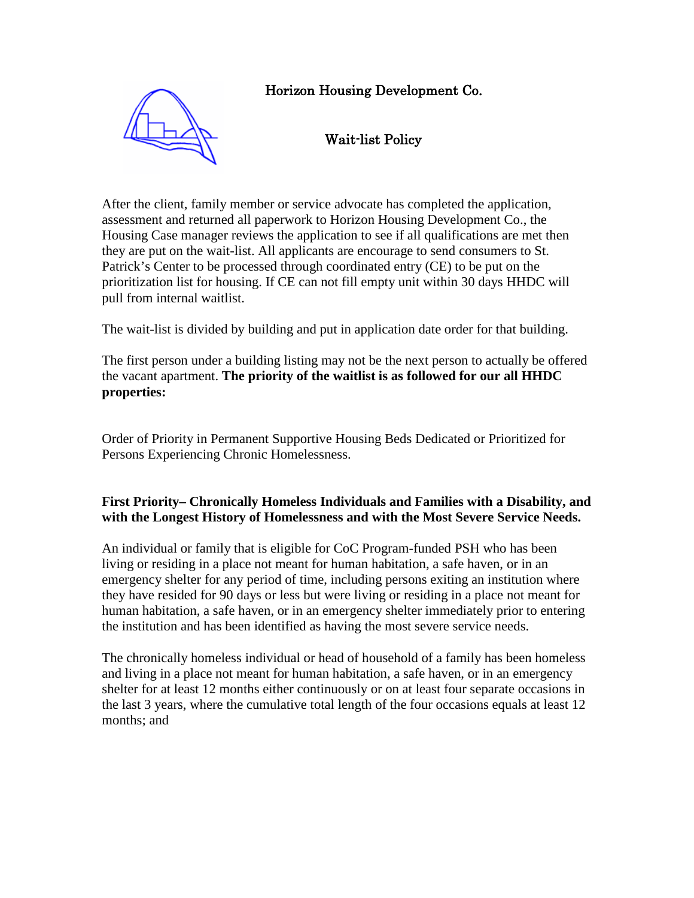# Horizon Housing Development Co.

## Wait-list Policy

After the client, family member or service advocate has completed the application, assessment and returned all paperwork to Horizon Housing Development Co., the Housing Case manager reviews the application to see if all qualifications are met then they are put on the wait-list. All applicants are encourage to send consumers to St. Patrick's Center to be processed through coordinated entry (CE) to be put on the prioritization list for housing. If CE can not fill empty unit within 30 days HHDC will pull from internal waitlist.

The wait-list is divided by building and put in application date order for that building.

The first person under a building listing may not be the next person to actually be offered the vacant apartment. **The priority of the waitlist is as followed for our all HHDC properties:**

Order of Priority in Permanent Supportive Housing Beds Dedicated or Prioritized for Persons Experiencing Chronic Homelessness.

**First Priority– Chronically Homeless Individuals and Families with a Disability, and with the Longest History of Homelessness and with the Most Severe Service Needs.**

An individual or family that is eligible for CoC Program-funded PSH who has been living or residing in a place not meant for human habitation, a safe haven, or in an emergency shelter for any period of time, including persons exiting an institution where they have resided for 90 days or less but were living or residing in a place not meant for human habitation, a safe haven, or in an emergency shelter immediately prior to entering the institution and has been identified as having the most severe service needs.

The chronically homeless individual or head of household of a family has been homeless and living in a place not meant for human habitation, a safe haven, or in an emergency shelter for at least 12 months either continuously or on at least four separate occasions in the last 3 years, where the cumulative total length of the four occasions equals at least 12 months; and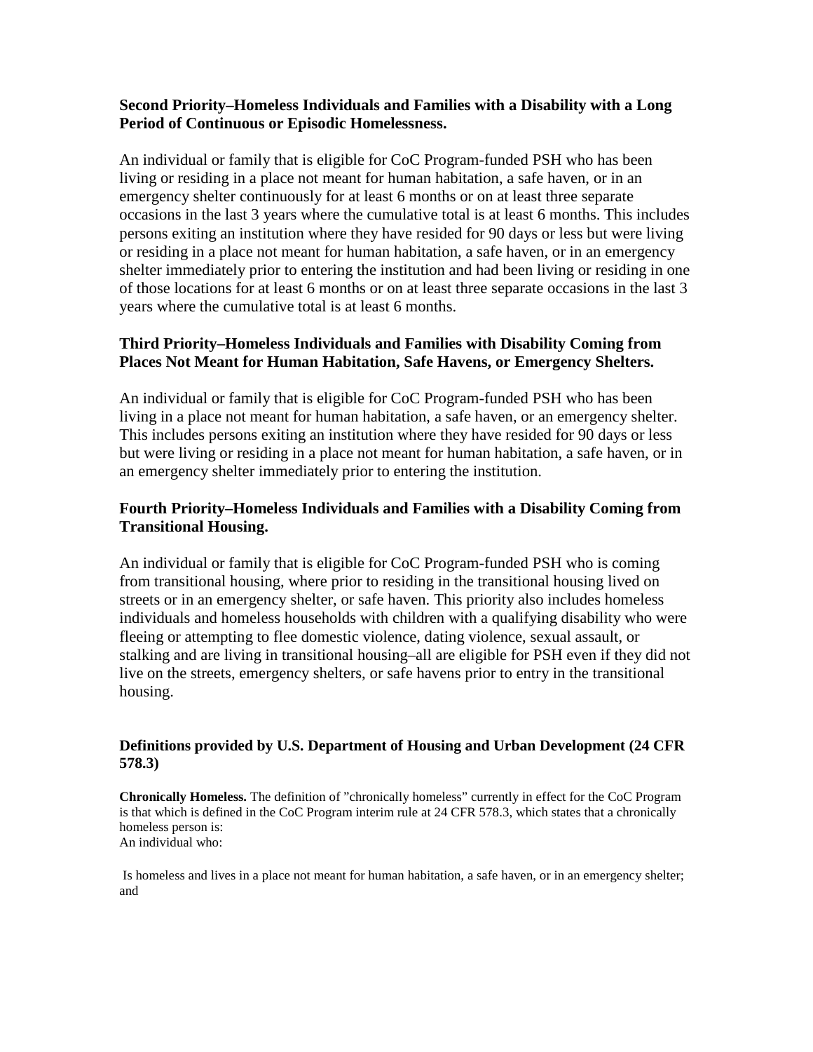### Second Priority–Homeless Individuals and Families with a Disability with a Long Period of Continuous or Episodic Homelessness.

An individual or family that is eligible for CoC Program-funded PSH who has been living or residing in a place not meant for human habitation, a safe haven, or in an emergency shelter continuously for at least 6 months or on at least three separate occasions in the last 3 years where the cumulative total is at least 6 months. This includes persons exiting an institution where they have resided for 90 days or less but were living or residing in a place not meant for human habitation, a safe haven, or in an emergency shelter immediately prior to entering the institution and had been living or residing in one of those locations for at least 6 months or on at least three separate occasions in the last 3 years where the cumulative total is at least 6 months.

### Third Priority–Homeless Individuals and Families with Disability Coming from Places Not Meant for Human Habitation, Safe Havens, or Emergency Shelters.

An individual or family that is eligible for CoC Program-funded PSH who has been living in a place not meant for human habitation, a safe haven, or an emergency shelter. This includes persons exiting an institution where they have resided for 90 days or less but were living or residing in a place not meant for human habitation, a safe haven, or in an emergency shelter immediately prior to entering the institution.

### Fourth Priority–Homeless Individuals and Families with a Disability Coming from Transitional Housing.

An individual or family that is eligible for CoC Program-funded PSH who is coming from transitional housing, where prior to residing in the transitional housing lived on streets or in an emergency shelter, or safe haven. This priority also includes homeless individuals and homeless households with children with a qualifying disability who were fleeing or attempting to flee domestic violence, dating violence, sexual assault, or stalking and are living in transitional housing–all are eligible for PSH even if they did not live on the streets, emergency shelters, or safe havens prior to entry in the transitional housing.

### Definitions provided by U.S. Department of Housing and Urban Development (24 CFR 578.3)

**Chronically Homeless.** The definition of "chronically homeless" currently in effect for the CoC Program is that which is defined in the CoC Program interim rule at 24 CFR 578.3, which states that a chronically homeless person is:
An individual who:

Is homeless and lives in a place not meant for human habitation, a safe haven, or in an emergency shelter; and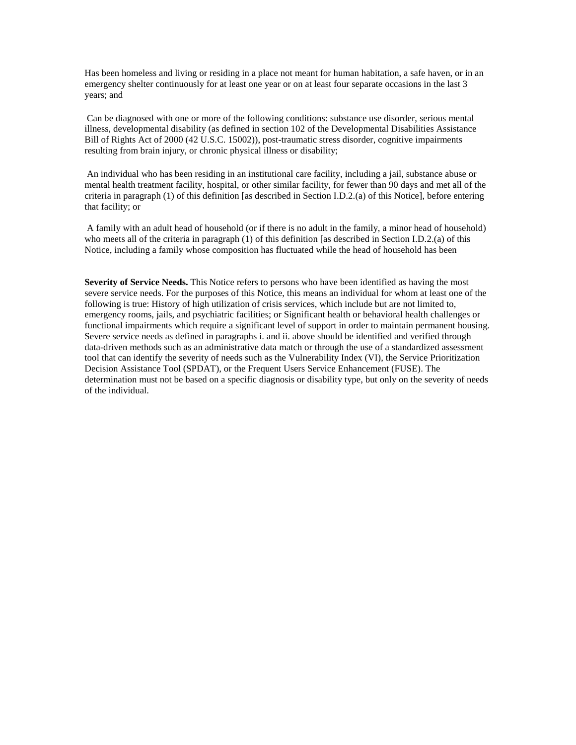Has been homeless and living or residing in a place not meant for human habitation, a safe haven, or in an emergency shelter continuously for at least one year or on at least four separate occasions in the last 3 years; and

Can be diagnosed with one or more of the following conditions: substance use disorder, serious mental illness, developmental disability (as defined in section 102 of the Developmental Disabilities Assistance Bill of Rights Act of 2000 (42 U.S.C. 15002)), post-traumatic stress disorder, cognitive impairments resulting from brain injury, or chronic physical illness or disability;

An individual who has been residing in an institutional care facility, including a jail, substance abuse or mental health treatment facility, hospital, or other similar facility, for fewer than 90 days and met all of the criteria in paragraph (1) of this definition [as described in Section I.D.2.(a) of this Notice], before entering that facility; or

A family with an adult head of household (or if there is no adult in the family, a minor head of household) who meets all of the criteria in paragraph (1) of this definition [as described in Section I.D.2.(a) of this Notice, including a family whose composition has fluctuated while the head of household has been

**Severity of Service Needs.** This Notice refers to persons who have been identified as having the most severe service needs. For the purposes of this Notice, this means an individual for whom at least one of the following is true: History of high utilization of crisis services, which include but are not limited to, emergency rooms, jails, and psychiatric facilities; or Significant health or behavioral health challenges or functional impairments which require a significant level of support in order to maintain permanent housing. Severe service needs as defined in paragraphs i. and ii. above should be identified and verified through data-driven methods such as an administrative data match or through the use of a standardized assessment tool that can identify the severity of needs such as the Vulnerability Index (VI), the Service Prioritization Decision Assistance Tool (SPDAT), or the Frequent Users Service Enhancement (FUSE). The determination must not be based on a specific diagnosis or disability type, but only on the severity of needs of the individual.